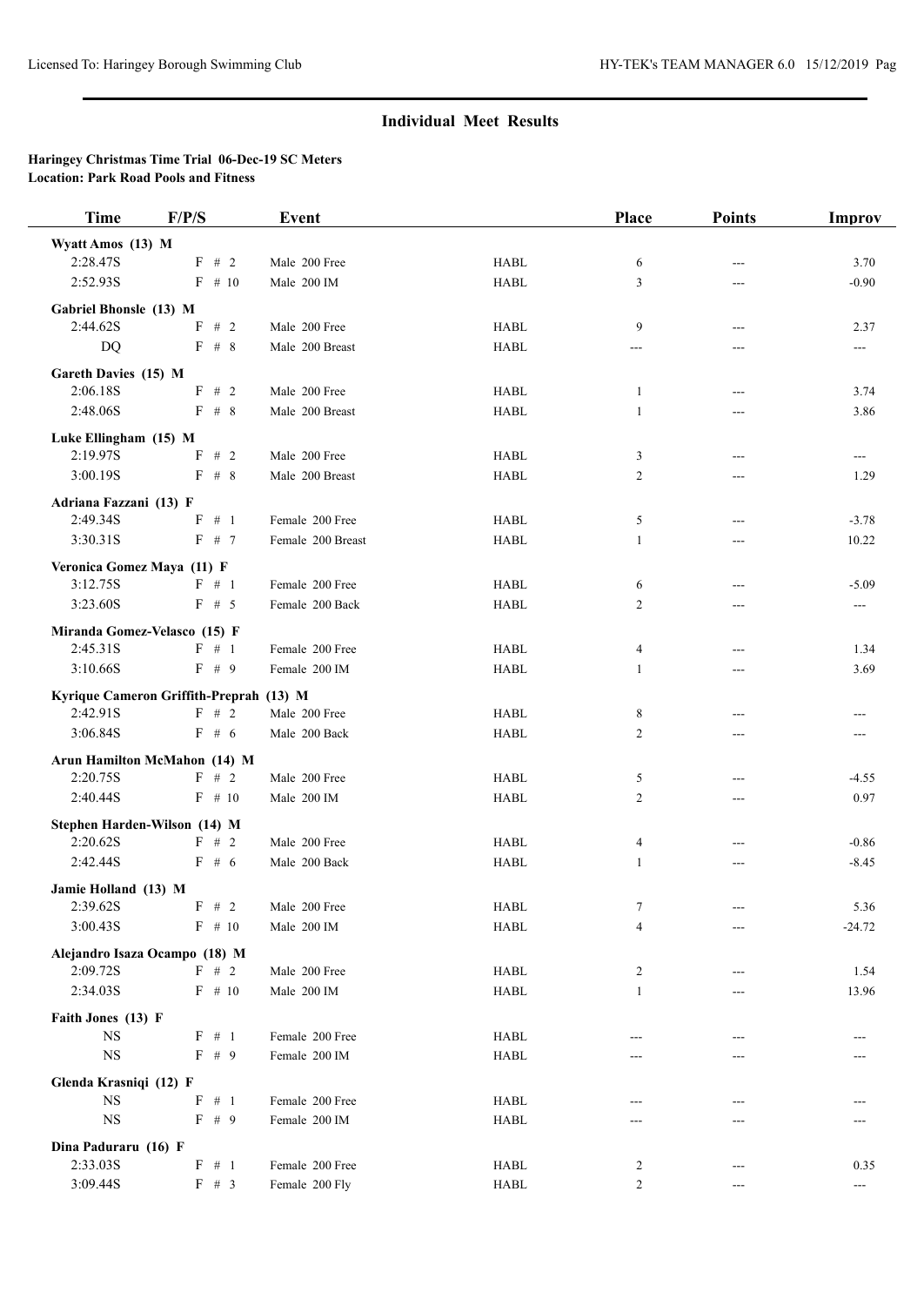## Individual Meet Results

**Haringey Christmas Time Trial 06-Dec-19 SC Meters**
**Location: Park Road Pools and Fitness**

| Time | F/P/S | Event | | Place | Points | Improv |
|---|---|---|---|---|---|---|
| **Wyatt Amos (13) M** | | | | | | |
| 2:28.47S | F # 2 | Male 200 Free | HABL | 6 | --- | 3.70 |
| 2:52.93S | F # 10 | Male 200 IM | HABL | 3 | --- | -0.90 |
| **Gabriel Bhonsle (13) M** | | | | | | |
| 2:44.62S | F # 2 | Male 200 Free | HABL | 9 | --- | 2.37 |
| DQ | F # 8 | Male 200 Breast | HABL | --- | --- | --- |
| **Gareth Davies (15) M** | | | | | | |
| 2:06.18S | F # 2 | Male 200 Free | HABL | 1 | --- | 3.74 |
| 2:48.06S | F # 8 | Male 200 Breast | HABL | 1 | --- | 3.86 |
| **Luke Ellingham (15) M** | | | | | | |
| 2:19.97S | F # 2 | Male 200 Free | HABL | 3 | --- | --- |
| 3:00.19S | F # 8 | Male 200 Breast | HABL | 2 | --- | 1.29 |
| **Adriana Fazzani (13) F** | | | | | | |
| 2:49.34S | F # 1 | Female 200 Free | HABL | 5 | --- | -3.78 |
| 3:30.31S | F # 7 | Female 200 Breast | HABL | 1 | --- | 10.22 |
| **Veronica Gomez Maya (11) F** | | | | | | |
| 3:12.75S | F # 1 | Female 200 Free | HABL | 6 | --- | -5.09 |
| 3:23.60S | F # 5 | Female 200 Back | HABL | 2 | --- | --- |
| **Miranda Gomez-Velasco (15) F** | | | | | | |
| 2:45.31S | F # 1 | Female 200 Free | HABL | 4 | --- | 1.34 |
| 3:10.66S | F # 9 | Female 200 IM | HABL | 1 | --- | 3.69 |
| **Kyrique Cameron Griffith-Preprah (13) M** | | | | | | |
| 2:42.91S | F # 2 | Male 200 Free | HABL | 8 | --- | --- |
| 3:06.84S | F # 6 | Male 200 Back | HABL | 2 | --- | --- |
| **Arun Hamilton McMahon (14) M** | | | | | | |
| 2:20.75S | F # 2 | Male 200 Free | HABL | 5 | --- | -4.55 |
| 2:40.44S | F # 10 | Male 200 IM | HABL | 2 | --- | 0.97 |
| **Stephen Harden-Wilson (14) M** | | | | | | |
| 2:20.62S | F # 2 | Male 200 Free | HABL | 4 | --- | -0.86 |
| 2:42.44S | F # 6 | Male 200 Back | HABL | 1 | --- | -8.45 |
| **Jamie Holland (13) M** | | | | | | |
| 2:39.62S | F # 2 | Male 200 Free | HABL | 7 | --- | 5.36 |
| 3:00.43S | F # 10 | Male 200 IM | HABL | 4 | --- | -24.72 |
| **Alejandro Isaza Ocampo (18) M** | | | | | | |
| 2:09.72S | F # 2 | Male 200 Free | HABL | 2 | --- | 1.54 |
| 2:34.03S | F # 10 | Male 200 IM | HABL | 1 | --- | 13.96 |
| **Faith Jones (13) F** | | | | | | |
| NS | F # 1 | Female 200 Free | HABL | --- | --- | --- |
| NS | F # 9 | Female 200 IM | HABL | --- | --- | --- |
| **Glenda Krasniqi (12) F** | | | | | | |
| NS | F # 1 | Female 200 Free | HABL | --- | --- | --- |
| NS | F # 9 | Female 200 IM | HABL | --- | --- | --- |
| **Dina Paduraru (16) F** | | | | | | |
| 2:33.03S | F # 1 | Female 200 Free | HABL | 2 | --- | 0.35 |
| 3:09.44S | F # 3 | Female 200 Fly | HABL | 2 | --- | --- |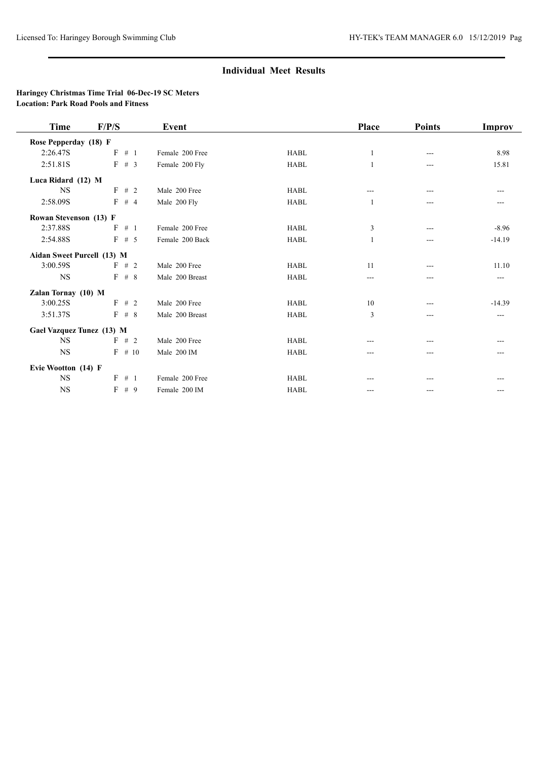## Individual Meet Results

**Haringey Christmas Time Trial 06-Dec-19 SC Meters**
**Location: Park Road Pools and Fitness**

| Time | F/P/S | Event | | Place | Points | Improv |
|---|---|---|---|---|---|---|
| **Rose Pepperday (18) F** | | | | | | |
| 2:26.47S | F # 1 | Female 200 Free | HABL | 1 | --- | 8.98 |
| 2:51.81S | F # 3 | Female 200 Fly | HABL | 1 | --- | 15.81 |
| **Luca Ridard (12) M** | | | | | | |
| NS | F # 2 | Male 200 Free | HABL | --- | --- | --- |
| 2:58.09S | F # 4 | Male 200 Fly | HABL | 1 | --- | --- |
| **Rowan Stevenson (13) F** | | | | | | |
| 2:37.88S | F # 1 | Female 200 Free | HABL | 3 | --- | -8.96 |
| 2:54.88S | F # 5 | Female 200 Back | HABL | 1 | --- | -14.19 |
| **Aidan Sweet Purcell (13) M** | | | | | | |
| 3:00.59S | F # 2 | Male 200 Free | HABL | 11 | --- | 11.10 |
| NS | F # 8 | Male 200 Breast | HABL | --- | --- | --- |
| **Zalan Tornay (10) M** | | | | | | |
| 3:00.25S | F # 2 | Male 200 Free | HABL | 10 | --- | -14.39 |
| 3:51.37S | F # 8 | Male 200 Breast | HABL | 3 | --- | --- |
| **Gael Vazquez Tunez (13) M** | | | | | | |
| NS | F # 2 | Male 200 Free | HABL | --- | --- | --- |
| NS | F # 10 | Male 200 IM | HABL | --- | --- | --- |
| **Evie Wootton (14) F** | | | | | | |
| NS | F # 1 | Female 200 Free | HABL | --- | --- | --- |
| NS | F # 9 | Female 200 IM | HABL | --- | --- | --- |